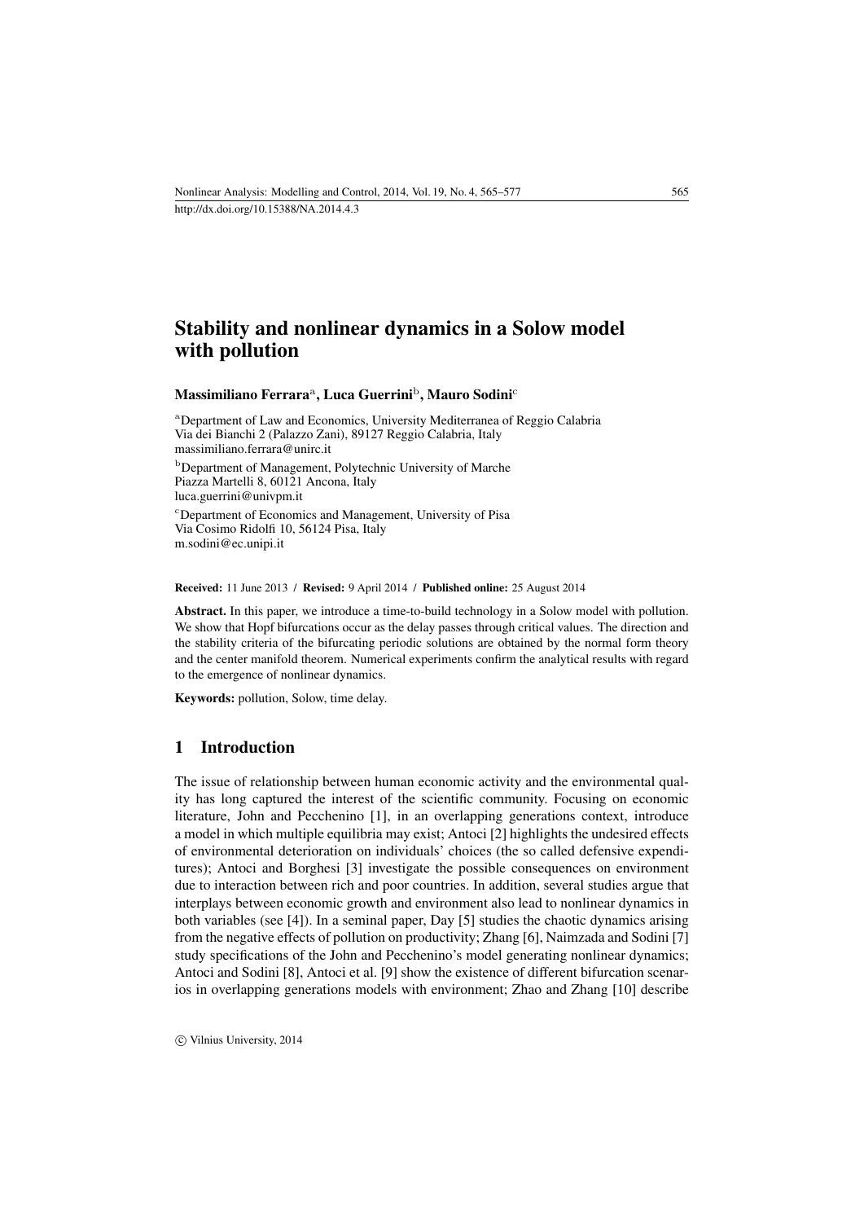# Stability and nonlinear dynamics in a Solow model with pollution

**Massimiliano Ferrara**[a], **Luca Guerrini**[b], **Mauro Sodini**[c]

[a]Department of Law and Economics, University Mediterranea of Reggio Calabria
Via dei Bianchi 2 (Palazzo Zani), 89127 Reggio Calabria, Italy
massimiliano.ferrara@unirc.it

[b]Department of Management, Polytechnic University of Marche
Piazza Martelli 8, 60121 Ancona, Italy
luca.guerrini@univpm.it

[c]Department of Economics and Management, University of Pisa
Via Cosimo Ridolfi 10, 56124 Pisa, Italy
m.sodini@ec.unipi.it

**Received:** 11 June 2013 / **Revised:** 9 April 2014 / **Published online:** 25 August 2014

**Abstract.** In this paper, we introduce a time-to-build technology in a Solow model with pollution. We show that Hopf bifurcations occur as the delay passes through critical values. The direction and the stability criteria of the bifurcating periodic solutions are obtained by the normal form theory and the center manifold theorem. Numerical experiments confirm the analytical results with regard to the emergence of nonlinear dynamics.

**Keywords:** pollution, Solow, time delay.

## 1 Introduction

The issue of relationship between human economic activity and the environmental quality has long captured the interest of the scientific community. Focusing on economic literature, John and Pecchenino [1], in an overlapping generations context, introduce a model in which multiple equilibria may exist; Antoci [2] highlights the undesired effects of environmental deterioration on individuals' choices (the so called defensive expenditures); Antoci and Borghesi [3] investigate the possible consequences on environment due to interaction between rich and poor countries. In addition, several studies argue that interplays between economic growth and environment also lead to nonlinear dynamics in both variables (see [4]). In a seminal paper, Day [5] studies the chaotic dynamics arising from the negative effects of pollution on productivity; Zhang [6], Naimzada and Sodini [7] study specifications of the John and Pecchenino's model generating nonlinear dynamics; Antoci and Sodini [8], Antoci et al. [9] show the existence of different bifurcation scenarios in overlapping generations models with environment; Zhao and Zhang [10] describe

© Vilnius University, 2014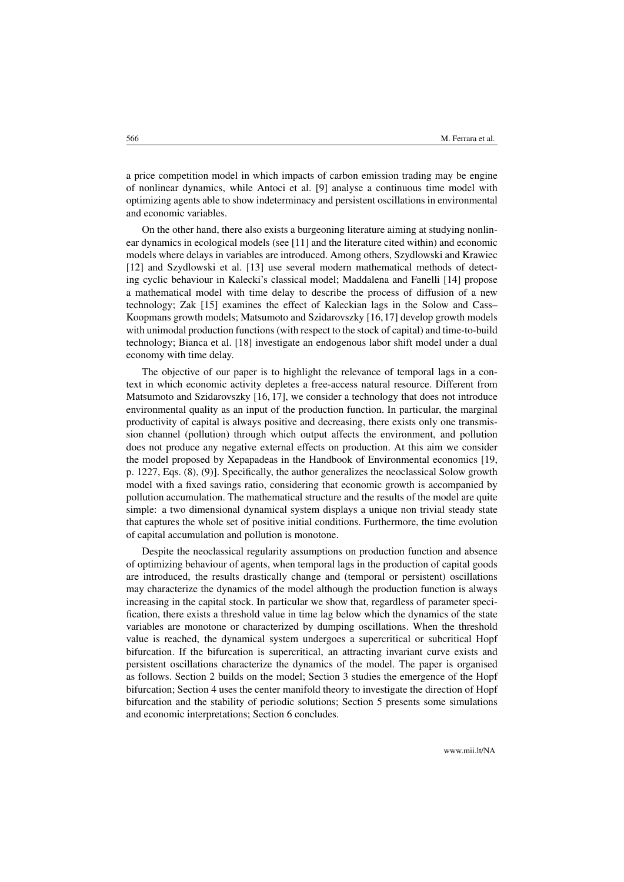a price competition model in which impacts of carbon emission trading may be engine of nonlinear dynamics, while Antoci et al. [9] analyse a continuous time model with optimizing agents able to show indeterminacy and persistent oscillations in environmental and economic variables.

On the other hand, there also exists a burgeoning literature aiming at studying nonlinear dynamics in ecological models (see [11] and the literature cited within) and economic models where delays in variables are introduced. Among others, Szydlowski and Krawiec [12] and Szydlowski et al. [13] use several modern mathematical methods of detecting cyclic behaviour in Kalecki's classical model; Maddalena and Fanelli [14] propose a mathematical model with time delay to describe the process of diffusion of a new technology; Zak [15] examines the effect of Kaleckian lags in the Solow and Cass–Koopmans growth models; Matsumoto and Szidarovszky [16, 17] develop growth models with unimodal production functions (with respect to the stock of capital) and time-to-build technology; Bianca et al. [18] investigate an endogenous labor shift model under a dual economy with time delay.

The objective of our paper is to highlight the relevance of temporal lags in a context in which economic activity depletes a free-access natural resource. Different from Matsumoto and Szidarovszky [16, 17], we consider a technology that does not introduce environmental quality as an input of the production function. In particular, the marginal productivity of capital is always positive and decreasing, there exists only one transmission channel (pollution) through which output affects the environment, and pollution does not produce any negative external effects on production. At this aim we consider the model proposed by Xepapadeas in the Handbook of Environmental economics [19, p. 1227, Eqs. (8), (9)]. Specifically, the author generalizes the neoclassical Solow growth model with a fixed savings ratio, considering that economic growth is accompanied by pollution accumulation. The mathematical structure and the results of the model are quite simple: a two dimensional dynamical system displays a unique non trivial steady state that captures the whole set of positive initial conditions. Furthermore, the time evolution of capital accumulation and pollution is monotone.

Despite the neoclassical regularity assumptions on production function and absence of optimizing behaviour of agents, when temporal lags in the production of capital goods are introduced, the results drastically change and (temporal or persistent) oscillations may characterize the dynamics of the model although the production function is always increasing in the capital stock. In particular we show that, regardless of parameter specification, there exists a threshold value in time lag below which the dynamics of the state variables are monotone or characterized by dumping oscillations. When the threshold value is reached, the dynamical system undergoes a supercritical or subcritical Hopf bifurcation. If the bifurcation is supercritical, an attracting invariant curve exists and persistent oscillations characterize the dynamics of the model. The paper is organised as follows. Section 2 builds on the model; Section 3 studies the emergence of the Hopf bifurcation; Section 4 uses the center manifold theory to investigate the direction of Hopf bifurcation and the stability of periodic solutions; Section 5 presents some simulations and economic interpretations; Section 6 concludes.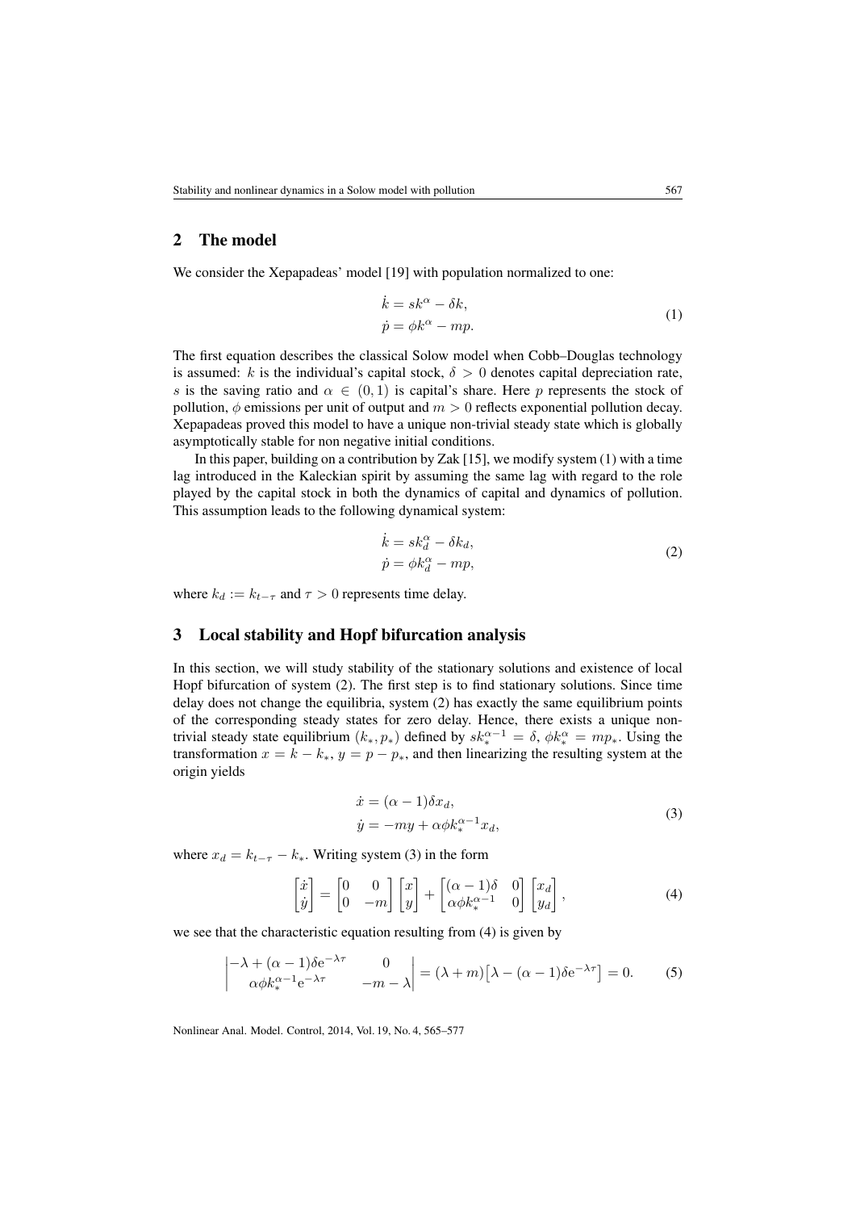## 2 The model

We consider the Xepapadeas' model [19] with population normalized to one:

$$\begin{aligned}\dot{k} &= sk^{\alpha} - \delta k,\\ \dot{p} &= \phi k^{\alpha} - mp.\end{aligned} \tag{1}$$

The first equation describes the classical Solow model when Cobb–Douglas technology is assumed: $k$ is the individual's capital stock, $\delta > 0$ denotes capital depreciation rate, $s$ is the saving ratio and $\alpha \in (0, 1)$ is capital's share. Here $p$ represents the stock of pollution, $\phi$ emissions per unit of output and $m > 0$ reflects exponential pollution decay. Xepapadeas proved this model to have a unique non-trivial steady state which is globally asymptotically stable for non negative initial conditions.

In this paper, building on a contribution by Zak [15], we modify system (1) with a time lag introduced in the Kaleckian spirit by assuming the same lag with regard to the role played by the capital stock in both the dynamics of capital and dynamics of pollution. This assumption leads to the following dynamical system:

$$\begin{aligned}\dot{k} &= sk_d^{\alpha} - \delta k_d,\\ \dot{p} &= \phi k_d^{\alpha} - mp,\end{aligned} \tag{2}$$

where $k_d := k_{t-\tau}$ and $\tau > 0$ represents time delay.

## 3 Local stability and Hopf bifurcation analysis

In this section, we will study stability of the stationary solutions and existence of local Hopf bifurcation of system (2). The first step is to find stationary solutions. Since time delay does not change the equilibria, system (2) has exactly the same equilibrium points of the corresponding steady states for zero delay. Hence, there exists a unique non-trivial steady state equilibrium $(k_*, p_*)$ defined by $sk_*^{\alpha-1} = \delta$, $\phi k_*^{\alpha} = mp_*$. Using the transformation $x = k - k_*$, $y = p - p_*$, and then linearizing the resulting system at the origin yields

$$\begin{aligned}\dot{x} &= (\alpha - 1)\delta x_d,\\ \dot{y} &= -my + \alpha\phi k_*^{\alpha-1} x_d,\end{aligned} \tag{3}$$

where $x_d = k_{t-\tau} - k_*$. Writing system (3) in the form

$$\begin{bmatrix}\dot{x}\\ \dot{y}\end{bmatrix} = \begin{bmatrix}0 & 0\\ 0 & -m\end{bmatrix}\begin{bmatrix}x\\ y\end{bmatrix} + \begin{bmatrix}(\alpha-1)\delta & 0\\ \alpha\phi k_*^{\alpha-1} & 0\end{bmatrix}\begin{bmatrix}x_d\\ y_d\end{bmatrix}, \tag{4}$$

we see that the characteristic equation resulting from (4) is given by

$$\begin{vmatrix}-\lambda + (\alpha-1)\delta \mathrm{e}^{-\lambda\tau} & 0\\ \alpha\phi k_*^{\alpha-1}\mathrm{e}^{-\lambda\tau} & -m-\lambda\end{vmatrix} = (\lambda + m)\left[\lambda - (\alpha-1)\delta \mathrm{e}^{-\lambda\tau}\right] = 0. \tag{5}$$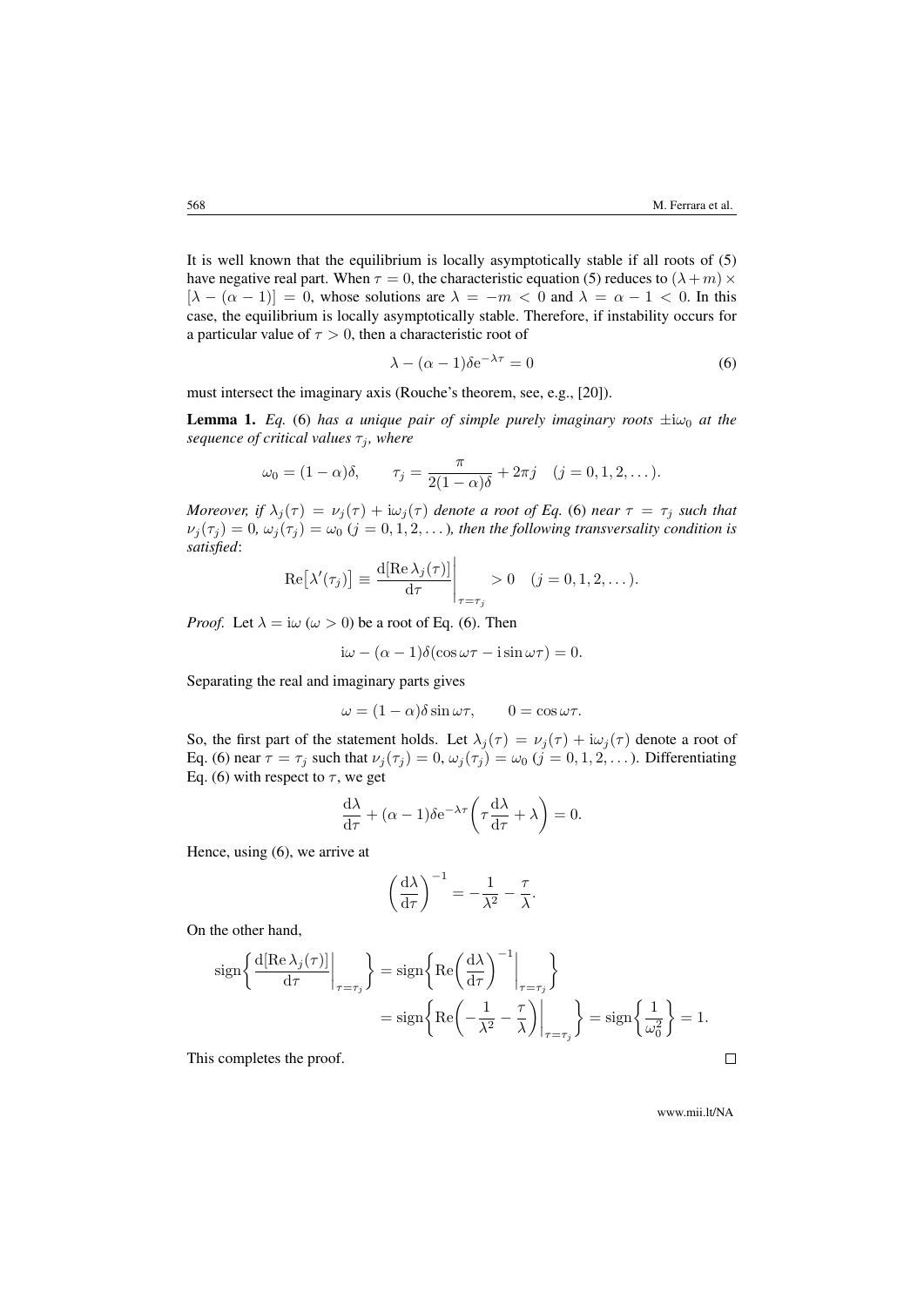It is well known that the equilibrium is locally asymptotically stable if all roots of (5) have negative real part. When $\tau = 0$, the characteristic equation (5) reduces to $(\lambda + m) \times [\lambda - (\alpha - 1)] = 0$, whose solutions are $\lambda = -m < 0$ and $\lambda = \alpha - 1 < 0$. In this case, the equilibrium is locally asymptotically stable. Therefore, if instability occurs for a particular value of $\tau > 0$, then a characteristic root of

$$\lambda - (\alpha - 1)\delta \mathrm{e}^{-\lambda\tau} = 0 \tag{6}$$

must intersect the imaginary axis (Rouche's theorem, see, e.g., [20]).

**Lemma 1.** *Eq.* (6) *has a unique pair of simple purely imaginary roots* $\pm \mathrm{i}\omega_0$ *at the sequence of critical values* $\tau_j$*, where*

$$\omega_0 = (1 - \alpha)\delta, \qquad \tau_j = \frac{\pi}{2(1 - \alpha)\delta} + 2\pi j \quad (j = 0, 1, 2, \dots).$$

*Moreover, if* $\lambda_j(\tau) = \nu_j(\tau) + \mathrm{i}\omega_j(\tau)$ *denote a root of Eq.* (6) *near* $\tau = \tau_j$ *such that* $\nu_j(\tau_j) = 0$, $\omega_j(\tau_j) = \omega_0$ $(j = 0, 1, 2, \dots)$*, then the following transversality condition is satisfied*:

$$\mathrm{Re}\big[\lambda'(\tau_j)\big] \equiv \frac{\mathrm{d}[\mathrm{Re}\,\lambda_j(\tau)]}{\mathrm{d}\tau}\bigg|_{\tau=\tau_j} > 0 \quad (j = 0, 1, 2, \dots).$$

*Proof.* Let $\lambda = \mathrm{i}\omega$ $(\omega > 0)$ be a root of Eq. (6). Then

$$\mathrm{i}\omega - (\alpha - 1)\delta(\cos\omega\tau - \mathrm{i}\sin\omega\tau) = 0.$$

Separating the real and imaginary parts gives

$$\omega = (1 - \alpha)\delta\sin\omega\tau, \qquad 0 = \cos\omega\tau.$$

So, the first part of the statement holds. Let $\lambda_j(\tau) = \nu_j(\tau) + \mathrm{i}\omega_j(\tau)$ denote a root of Eq. (6) near $\tau = \tau_j$ such that $\nu_j(\tau_j) = 0$, $\omega_j(\tau_j) = \omega_0$ $(j = 0, 1, 2, \dots)$. Differentiating Eq. (6) with respect to $\tau$, we get

$$\frac{\mathrm{d}\lambda}{\mathrm{d}\tau} + (\alpha - 1)\delta\mathrm{e}^{-\lambda\tau}\bigg(\tau\frac{\mathrm{d}\lambda}{\mathrm{d}\tau} + \lambda\bigg) = 0.$$

Hence, using (6), we arrive at

$$\bigg(\frac{\mathrm{d}\lambda}{\mathrm{d}\tau}\bigg)^{-1} = -\frac{1}{\lambda^2} - \frac{\tau}{\lambda}.$$

On the other hand,

$$\begin{aligned}
\mathrm{sign}\bigg\{\frac{\mathrm{d}[\mathrm{Re}\,\lambda_j(\tau)]}{\mathrm{d}\tau}\bigg|_{\tau=\tau_j}\bigg\} &= \mathrm{sign}\bigg\{\mathrm{Re}\bigg(\frac{\mathrm{d}\lambda}{\mathrm{d}\tau}\bigg)^{-1}\bigg|_{\tau=\tau_j}\bigg\} \\
&= \mathrm{sign}\bigg\{\mathrm{Re}\bigg(-\frac{1}{\lambda^2} - \frac{\tau}{\lambda}\bigg)\bigg|_{\tau=\tau_j}\bigg\} = \mathrm{sign}\bigg\{\frac{1}{\omega_0^2}\bigg\} = 1.
\end{aligned}$$

This completes the proof. $\square$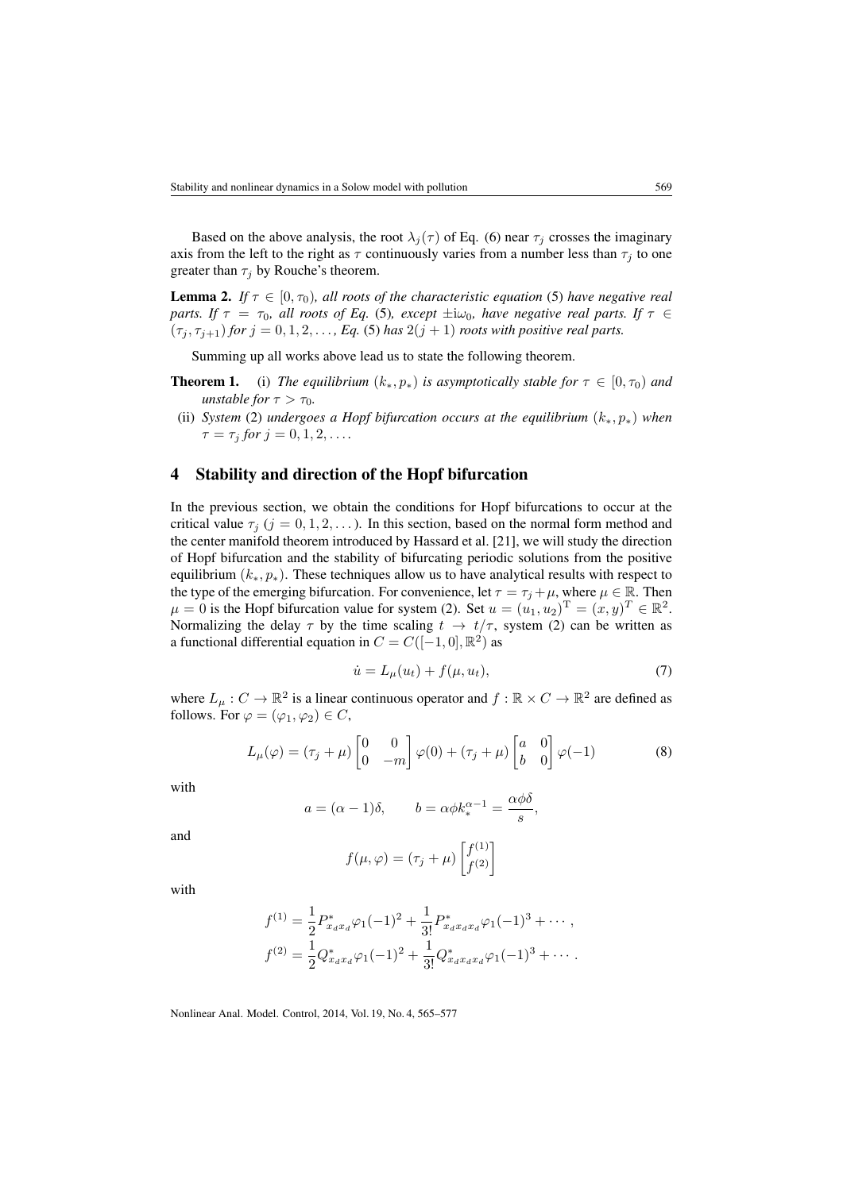Based on the above analysis, the root $\lambda_j(\tau)$ of Eq. (6) near $\tau_j$ crosses the imaginary axis from the left to the right as $\tau$ continuously varies from a number less than $\tau_j$ to one greater than $\tau_j$ by Rouche's theorem.

**Lemma 2.** *If $\tau \in [0, \tau_0)$, all roots of the characteristic equation* (5) *have negative real parts. If $\tau = \tau_0$, all roots of Eq.* (5)*, except $\pm i\omega_0$, have negative real parts. If $\tau \in (\tau_j, \tau_{j+1})$ for $j = 0, 1, 2, \ldots$, Eq.* (5) *has $2(j+1)$ roots with positive real parts.*

Summing up all works above lead us to state the following theorem.

**Theorem 1.** (i) *The equilibrium $(k_*, p_*)$ is asymptotically stable for $\tau \in [0, \tau_0)$ and unstable for $\tau > \tau_0$.*

(ii) *System* (2) *undergoes a Hopf bifurcation occurs at the equilibrium $(k_*, p_*)$ when $\tau = \tau_j$ for $j = 0, 1, 2, \ldots$.*

## 4 Stability and direction of the Hopf bifurcation

In the previous section, we obtain the conditions for Hopf bifurcations to occur at the critical value $\tau_j$ ($j = 0, 1, 2, \ldots$). In this section, based on the normal form method and the center manifold theorem introduced by Hassard et al. [21], we will study the direction of Hopf bifurcation and the stability of bifurcating periodic solutions from the positive equilibrium $(k_*, p_*)$. These techniques allow us to have analytical results with respect to the type of the emerging bifurcation. For convenience, let $\tau = \tau_j + \mu$, where $\mu \in \mathbb{R}$. Then $\mu = 0$ is the Hopf bifurcation value for system (2). Set $u = (u_1, u_2)^{\mathrm{T}} = (x, y)^T \in \mathbb{R}^2$. Normalizing the delay $\tau$ by the time scaling $t \to t/\tau$, system (2) can be written as a functional differential equation in $C = C([-1, 0], \mathbb{R}^2)$ as

$$\dot{u} = L_\mu(u_t) + f(\mu, u_t), \tag{7}$$

where $L_\mu : C \to \mathbb{R}^2$ is a linear continuous operator and $f : \mathbb{R} \times C \to \mathbb{R}^2$ are defined as follows. For $\varphi = (\varphi_1, \varphi_2) \in C$,

$$L_\mu(\varphi) = (\tau_j + \mu) \begin{bmatrix} 0 & 0 \\ 0 & -m \end{bmatrix} \varphi(0) + (\tau_j + \mu) \begin{bmatrix} a & 0 \\ b & 0 \end{bmatrix} \varphi(-1) \tag{8}$$

with

$$a = (\alpha - 1)\delta, \qquad b = \alpha\phi k_*^{\alpha-1} = \frac{\alpha\phi\delta}{s},$$

and

$$f(\mu, \varphi) = (\tau_j + \mu) \begin{bmatrix} f^{(1)} \\ f^{(2)} \end{bmatrix}$$

with

$$f^{(1)} = \frac{1}{2} P^*_{x_d x_d} \varphi_1(-1)^2 + \frac{1}{3!} P^*_{x_d x_d x_d} \varphi_1(-1)^3 + \cdots,$$
$$f^{(2)} = \frac{1}{2} Q^*_{x_d x_d} \varphi_1(-1)^2 + \frac{1}{3!} Q^*_{x_d x_d x_d} \varphi_1(-1)^3 + \cdots.$$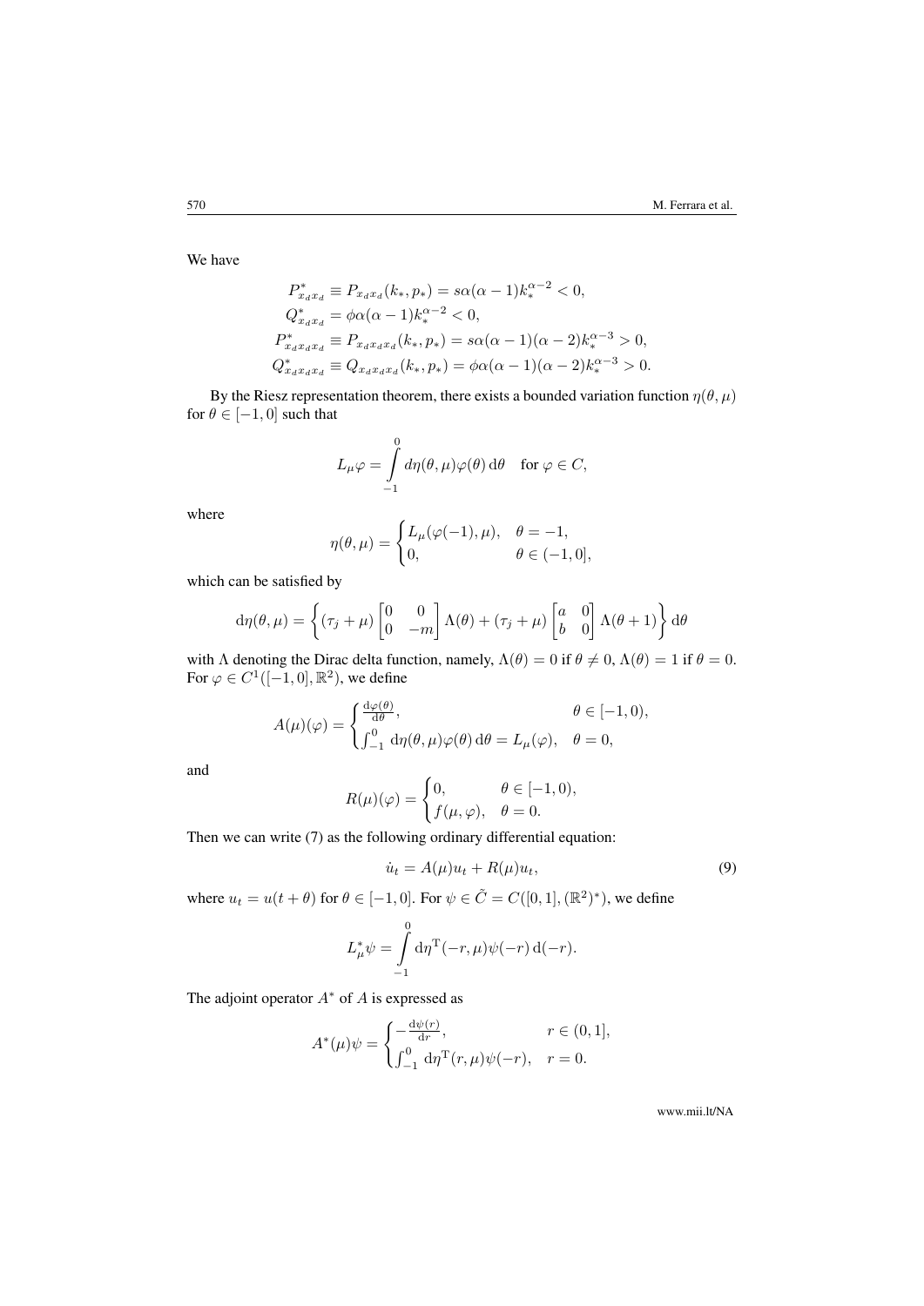We have

$$
\begin{aligned}
P^*_{x_d x_d} &\equiv P_{x_d x_d}(k_*, p_*) = s\alpha(\alpha-1)k_*^{\alpha-2} < 0, \\
Q^*_{x_d x_d} &= \phi\alpha(\alpha-1)k_*^{\alpha-2} < 0, \\
P^*_{x_d x_d x_d} &\equiv P_{x_d x_d x_d}(k_*, p_*) = s\alpha(\alpha-1)(\alpha-2)k_*^{\alpha-3} > 0, \\
Q^*_{x_d x_d x_d} &\equiv Q_{x_d x_d x_d}(k_*, p_*) = \phi\alpha(\alpha-1)(\alpha-2)k_*^{\alpha-3} > 0.
\end{aligned}
$$

By the Riesz representation theorem, there exists a bounded variation function $\eta(\theta, \mu)$ for $\theta \in [-1, 0]$ such that

$$
L_\mu \varphi = \int_{-1}^{0} d\eta(\theta, \mu)\varphi(\theta)\, \mathrm{d}\theta \quad \text{for } \varphi \in C,
$$

where

$$
\eta(\theta, \mu) = \begin{cases} L_\mu(\varphi(-1), \mu), & \theta = -1, \\ 0, & \theta \in (-1, 0], \end{cases}
$$

which can be satisfied by

$$
\mathrm{d}\eta(\theta, \mu) = \left\{ (\tau_j + \mu) \begin{bmatrix} 0 & 0 \\ 0 & -m \end{bmatrix} \Lambda(\theta) + (\tau_j + \mu) \begin{bmatrix} a & 0 \\ b & 0 \end{bmatrix} \Lambda(\theta + 1) \right\} \mathrm{d}\theta
$$

with $\Lambda$ denoting the Dirac delta function, namely, $\Lambda(\theta) = 0$ if $\theta \neq 0$, $\Lambda(\theta) = 1$ if $\theta = 0$. For $\varphi \in C^1([-1, 0], \mathbb{R}^2)$, we define

$$
A(\mu)(\varphi) = \begin{cases} \frac{\mathrm{d}\varphi(\theta)}{\mathrm{d}\theta}, & \theta \in [-1, 0), \\ \int_{-1}^{0} \mathrm{d}\eta(\theta, \mu)\varphi(\theta)\, \mathrm{d}\theta = L_\mu(\varphi), & \theta = 0, \end{cases}
$$

and

$$
R(\mu)(\varphi) = \begin{cases} 0, & \theta \in [-1, 0), \\ f(\mu, \varphi), & \theta = 0. \end{cases}
$$

Then we can write (7) as the following ordinary differential equation:

$$
\dot{u}_t = A(\mu)u_t + R(\mu)u_t, \tag{9}
$$

where $u_t = u(t + \theta)$ for $\theta \in [-1, 0]$. For $\psi \in \tilde{C} = C([0, 1], (\mathbb{R}^2)^*)$, we define

$$
L^*_\mu \psi = \int_{-1}^{0} \mathrm{d}\eta^{\mathrm{T}}(-r, \mu)\psi(-r)\, \mathrm{d}(-r).
$$

The adjoint operator $A^*$ of $A$ is expressed as

$$
A^*(\mu)\psi = \begin{cases} -\frac{\mathrm{d}\psi(r)}{\mathrm{d}r}, & r \in (0, 1], \\ \int_{-1}^{0} \mathrm{d}\eta^{\mathrm{T}}(r, \mu)\psi(-r), & r = 0. \end{cases}
$$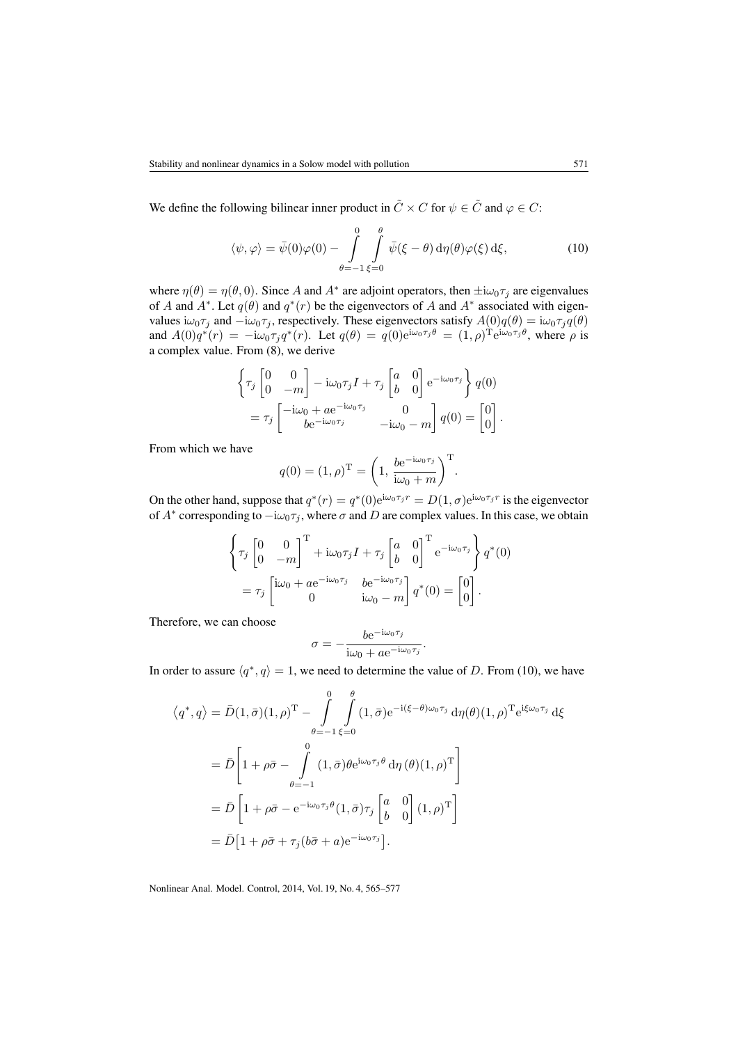We define the following bilinear inner product in $\tilde{C} \times C$ for $\psi \in \tilde{C}$ and $\varphi \in C$:

$$\langle \psi, \varphi \rangle = \bar{\psi}(0)\varphi(0) - \int_{\theta=-1}^{0} \int_{\xi=0}^{\theta} \bar{\psi}(\xi - \theta)\, \mathrm{d}\eta(\theta)\varphi(\xi)\, \mathrm{d}\xi, \tag{10}$$

where $\eta(\theta) = \eta(\theta, 0)$. Since $A$ and $A^*$ are adjoint operators, then $\pm \mathrm{i}\omega_0\tau_j$ are eigenvalues of $A$ and $A^*$. Let $q(\theta)$ and $q^*(r)$ be the eigenvectors of $A$ and $A^*$ associated with eigenvalues $\mathrm{i}\omega_0\tau_j$ and $-\mathrm{i}\omega_0\tau_j$, respectively. These eigenvectors satisfy $A(0)q(\theta) = \mathrm{i}\omega_0\tau_j q(\theta)$ and $A(0)q^*(r) = -\mathrm{i}\omega_0\tau_j q^*(r)$. Let $q(\theta) = q(0)\mathrm{e}^{\mathrm{i}\omega_0\tau_j\theta} = (1, \rho)^{\mathrm{T}}\mathrm{e}^{\mathrm{i}\omega_0\tau_j\theta}$, where $\rho$ is a complex value. From (8), we derive

$$\begin{aligned}
&\left\{ \tau_j \begin{bmatrix} 0 & 0 \\ 0 & -m \end{bmatrix} - \mathrm{i}\omega_0\tau_j I + \tau_j \begin{bmatrix} a & 0 \\ b & 0 \end{bmatrix} \mathrm{e}^{-\mathrm{i}\omega_0\tau_j} \right\} q(0) \\
&\quad = \tau_j \begin{bmatrix} -\mathrm{i}\omega_0 + a\mathrm{e}^{-\mathrm{i}\omega_0\tau_j} & 0 \\ b\mathrm{e}^{-\mathrm{i}\omega_0\tau_j} & -\mathrm{i}\omega_0 - m \end{bmatrix} q(0) = \begin{bmatrix} 0 \\ 0 \end{bmatrix}.
\end{aligned}$$

From which we have

$$q(0) = (1, \rho)^{\mathrm{T}} = \left(1, \frac{b\mathrm{e}^{-\mathrm{i}\omega_0\tau_j}}{\mathrm{i}\omega_0 + m}\right)^{\mathrm{T}}.$$

On the other hand, suppose that $q^*(r) = q^*(0)\mathrm{e}^{\mathrm{i}\omega_0\tau_j r} = D(1, \sigma)\mathrm{e}^{\mathrm{i}\omega_0\tau_j r}$ is the eigenvector of $A^*$ corresponding to $-\mathrm{i}\omega_0\tau_j$, where $\sigma$ and $D$ are complex values. In this case, we obtain

$$\begin{aligned}
&\left\{ \tau_j \begin{bmatrix} 0 & 0 \\ 0 & -m \end{bmatrix}^{\mathrm{T}} + \mathrm{i}\omega_0\tau_j I + \tau_j \begin{bmatrix} a & 0 \\ b & 0 \end{bmatrix}^{\mathrm{T}} \mathrm{e}^{-\mathrm{i}\omega_0\tau_j} \right\} q^*(0) \\
&\quad = \tau_j \begin{bmatrix} \mathrm{i}\omega_0 + a\mathrm{e}^{-\mathrm{i}\omega_0\tau_j} & b\mathrm{e}^{-\mathrm{i}\omega_0\tau_j} \\ 0 & \mathrm{i}\omega_0 - m \end{bmatrix} q^*(0) = \begin{bmatrix} 0 \\ 0 \end{bmatrix}.
\end{aligned}$$

Therefore, we can choose

$$\sigma = -\frac{b\mathrm{e}^{-\mathrm{i}\omega_0\tau_j}}{\mathrm{i}\omega_0 + a\mathrm{e}^{-\mathrm{i}\omega_0\tau_j}}.$$

In order to assure $\langle q^*, q \rangle = 1$, we need to determine the value of $D$. From (10), we have

$$\begin{aligned}
\langle q^*, q \rangle &= \bar{D}(1, \bar{\sigma})(1, \rho)^{\mathrm{T}} - \int_{\theta=-1}^{0} \int_{\xi=0}^{\theta} (1, \bar{\sigma})\mathrm{e}^{-\mathrm{i}(\xi-\theta)\omega_0\tau_j}\, \mathrm{d}\eta(\theta)(1, \rho)^{\mathrm{T}}\mathrm{e}^{\mathrm{i}\xi\omega_0\tau_j}\, \mathrm{d}\xi \\
&= \bar{D}\left[1 + \rho\bar{\sigma} - \int_{\theta=-1}^{0} (1, \bar{\sigma})\theta\mathrm{e}^{\mathrm{i}\omega_0\tau_j\theta}\, \mathrm{d}\eta(\theta)(1, \rho)^{\mathrm{T}}\right] \\
&= \bar{D}\left[1 + \rho\bar{\sigma} - \mathrm{e}^{-\mathrm{i}\omega_0\tau_j\theta}(1, \bar{\sigma})\tau_j \begin{bmatrix} a & 0 \\ b & 0 \end{bmatrix} (1, \rho)^{\mathrm{T}}\right] \\
&= \bar{D}\left[1 + \rho\bar{\sigma} + \tau_j(b\bar{\sigma} + a)\mathrm{e}^{-\mathrm{i}\omega_0\tau_j}\right].
\end{aligned}$$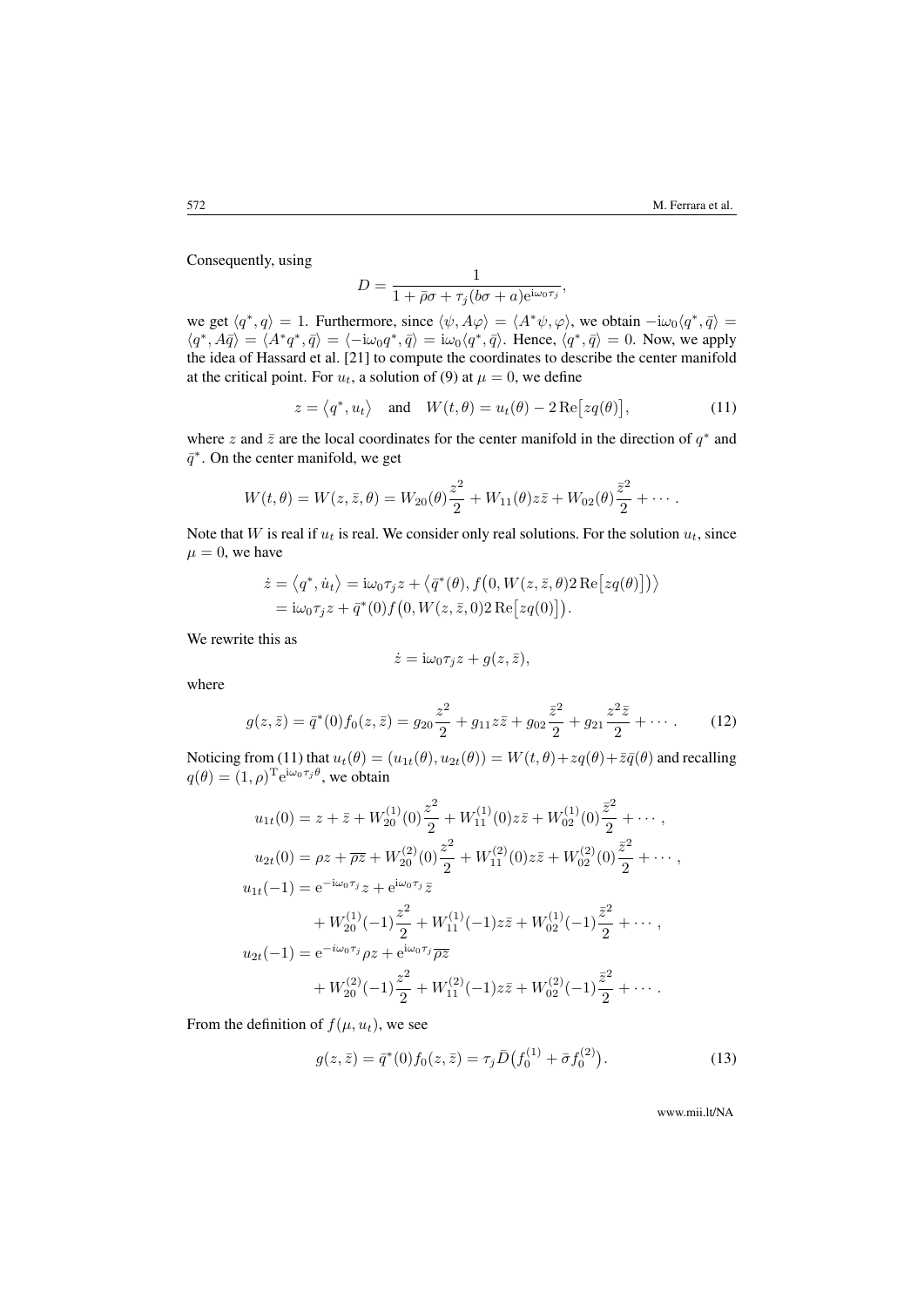Consequently, using

$$D = \frac{1}{1 + \bar{\rho}\sigma + \tau_j(b\sigma + a)e^{i\omega_0\tau_j}},$$

we get $\langle q^*, q\rangle = 1$. Furthermore, since $\langle \psi, A\varphi\rangle = \langle A^*\psi, \varphi\rangle$, we obtain $-i\omega_0\langle q^*, \bar{q}\rangle = \langle q^*, A\bar{q}\rangle = \langle A^*q^*, \bar{q}\rangle = \langle -i\omega_0 q^*, \bar{q}\rangle = i\omega_0\langle q^*, \bar{q}\rangle$. Hence, $\langle q^*, \bar{q}\rangle = 0$. Now, we apply the idea of Hassard et al. [21] to compute the coordinates to describe the center manifold at the critical point. For $u_t$, a solution of (9) at $\mu = 0$, we define

$$z = \langle q^*, u_t\rangle \quad \text{and} \quad W(t,\theta) = u_t(\theta) - 2\,\mathrm{Re}\big[zq(\theta)\big], \tag{11}$$

where $z$ and $\bar{z}$ are the local coordinates for the center manifold in the direction of $q^*$ and $\bar{q}^*$. On the center manifold, we get

$$W(t,\theta) = W(z,\bar{z},\theta) = W_{20}(\theta)\frac{z^2}{2} + W_{11}(\theta)z\bar{z} + W_{02}(\theta)\frac{\bar{z}^2}{2} + \cdots.$$

Note that $W$ is real if $u_t$ is real. We consider only real solutions. For the solution $u_t$, since $\mu = 0$, we have

$$\begin{aligned}
\dot{z} &= \langle q^*, \dot{u}_t\rangle = i\omega_0\tau_j z + \big\langle \bar{q}^*(\theta), f\big(0, W(z,\bar{z},\theta)2\,\mathrm{Re}\big[zq(\theta)\big]\big)\big\rangle \\
&= i\omega_0\tau_j z + \bar{q}^*(0)f\big(0, W(z,\bar{z},0)2\,\mathrm{Re}\big[zq(0)\big]\big).
\end{aligned}$$

We rewrite this as

$$\dot{z} = i\omega_0\tau_j z + g(z,\bar{z}),$$

where

$$g(z,\bar{z}) = \bar{q}^*(0)f_0(z,\bar{z}) = g_{20}\frac{z^2}{2} + g_{11}z\bar{z} + g_{02}\frac{\bar{z}^2}{2} + g_{21}\frac{z^2\bar{z}}{2} + \cdots. \tag{12}$$

Noticing from (11) that $u_t(\theta) = (u_{1t}(\theta), u_{2t}(\theta)) = W(t,\theta) + zq(\theta) + \bar{z}\bar{q}(\theta)$ and recalling $q(\theta) = (1,\rho)^{\mathrm{T}}e^{i\omega_0\tau_j\theta}$, we obtain

$$\begin{aligned}
u_{1t}(0) &= z + \bar{z} + W_{20}^{(1)}(0)\frac{z^2}{2} + W_{11}^{(1)}(0)z\bar{z} + W_{02}^{(1)}(0)\frac{\bar{z}^2}{2} + \cdots, \\
u_{2t}(0) &= \rho z + \overline{\rho z} + W_{20}^{(2)}(0)\frac{z^2}{2} + W_{11}^{(2)}(0)z\bar{z} + W_{02}^{(2)}(0)\frac{\bar{z}^2}{2} + \cdots, \\
u_{1t}(-1) &= e^{-i\omega_0\tau_j}z + e^{i\omega_0\tau_j}\bar{z} \\
&\quad + W_{20}^{(1)}(-1)\frac{z^2}{2} + W_{11}^{(1)}(-1)z\bar{z} + W_{02}^{(1)}(-1)\frac{\bar{z}^2}{2} + \cdots, \\
u_{2t}(-1) &= e^{-i\omega_0\tau_j}\rho z + e^{i\omega_0\tau_j}\overline{\rho z} \\
&\quad + W_{20}^{(2)}(-1)\frac{z^2}{2} + W_{11}^{(2)}(-1)z\bar{z} + W_{02}^{(2)}(-1)\frac{\bar{z}^2}{2} + \cdots.
\end{aligned}$$

From the definition of $f(\mu, u_t)$, we see

$$g(z,\bar{z}) = \bar{q}^*(0)f_0(z,\bar{z}) = \tau_j\bar{D}\big(f_0^{(1)} + \bar{\sigma}f_0^{(2)}\big). \tag{13}$$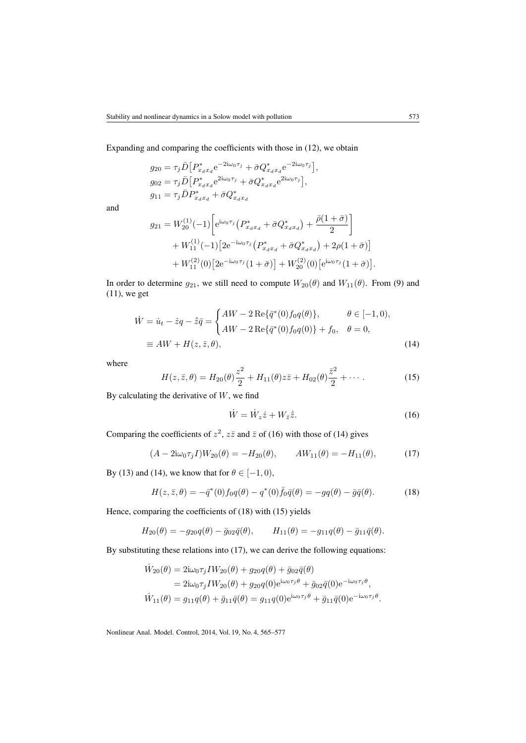Expanding and comparing the coefficients with those in (12), we obtain

$$
\begin{aligned}
g_{20} &= \tau_j \bar{D}\big[P^*_{x_d x_d} \mathrm{e}^{-2\mathrm{i}\omega_0 \tau_j} + \bar{\sigma} Q^*_{x_d x_d} \mathrm{e}^{-2\mathrm{i}\omega_0 \tau_j}\big],\\
g_{02} &= \tau_j \bar{D}\big[P^*_{x_d x_d} \mathrm{e}^{2\mathrm{i}\omega_0 \tau_j} + \bar{\sigma} Q^*_{x_d x_d} \mathrm{e}^{2\mathrm{i}\omega_0 \tau_j}\big],\\
g_{11} &= \tau_j \bar{D} P^*_{x_d x_d} + \bar{\sigma} Q^*_{x_d x_d}
\end{aligned}
$$

and

$$
\begin{aligned}
g_{21} &= W^{(1)}_{20}(-1)\bigg[\mathrm{e}^{\mathrm{i}\omega_0 \tau_j}\big(P^*_{x_d x_d} + \bar{\sigma} Q^*_{x_d x_d}\big) + \frac{\bar{\rho}(1+\bar{\sigma})}{2}\bigg]\\
&\quad + W^{(1)}_{11}(-1)\big[2\mathrm{e}^{-\mathrm{i}\omega_0 \tau_j}\big(P^*_{x_d x_d} + \bar{\sigma} Q^*_{x_d x_d}\big) + 2\rho(1+\bar{\sigma})\big]\\
&\quad + W^{(2)}_{11}(0)\big[2\mathrm{e}^{-\mathrm{i}\omega_0 \tau_j}(1+\bar{\sigma})\big] + W^{(2)}_{20}(0)\big[\mathrm{e}^{\mathrm{i}\omega_0 \tau_j}(1+\bar{\sigma})\big].
\end{aligned}
$$

In order to determine $g_{21}$, we still need to compute $W_{20}(\theta)$ and $W_{11}(\theta)$. From (9) and (11), we get

$$
\begin{aligned}
\dot{W} = \dot{u}_t - \dot{z}q - \dot{\bar{z}}\bar{q} &= \begin{cases} AW - 2\,\mathrm{Re}\{\bar{q}^*(0) f_0 q(\theta)\}, & \theta \in [-1, 0),\\ AW - 2\,\mathrm{Re}\{\bar{q}^*(0) f_0 q(0)\} + f_0, & \theta = 0, \end{cases}\\
&\equiv AW + H(z, \bar{z}, \theta),
\end{aligned}
\tag{14}
$$

where

$$
H(z, \bar{z}, \theta) = H_{20}(\theta)\frac{z^2}{2} + H_{11}(\theta) z\bar{z} + H_{02}(\theta)\frac{\bar{z}^2}{2} + \cdots. \tag{15}
$$

By calculating the derivative of $W$, we find

$$
\dot{W} = \dot{W}_z \dot{z} + W_{\bar{z}} \dot{\bar{z}}. \tag{16}
$$

Comparing the coefficients of $z^2$, $z\bar{z}$ and $\bar{z}$ of (16) with those of (14) gives

$$
(A - 2\mathrm{i}\omega_0 \tau_j I) W_{20}(\theta) = -H_{20}(\theta), \qquad AW_{11}(\theta) = -H_{11}(\theta), \tag{17}
$$

By (13) and (14), we know that for $\theta \in [-1, 0)$,

$$
H(z, \bar{z}, \theta) = -\bar{q}^*(0) f_0 q(\theta) - q^*(0) \bar{f}_0 \bar{q}(\theta) = -gq(\theta) - \bar{g}\bar{q}(\theta). \tag{18}
$$

Hence, comparing the coefficients of (18) with (15) yields

$$
H_{20}(\theta) = -g_{20} q(\theta) - \bar{g}_{02}\bar{q}(\theta), \qquad H_{11}(\theta) = -g_{11} q(\theta) - \bar{g}_{11}\bar{q}(\theta).
$$

By substituting these relations into (17), we can derive the following equations:

$$
\begin{aligned}
\dot{W}_{20}(\theta) &= 2\mathrm{i}\omega_0 \tau_j I W_{20}(\theta) + g_{20} q(\theta) + \bar{g}_{02}\bar{q}(\theta)\\
&= 2\mathrm{i}\omega_0 \tau_j I W_{20}(\theta) + g_{20} q(0) \mathrm{e}^{\mathrm{i}\omega_0 \tau_j \theta} + \bar{g}_{02}\bar{q}(0) \mathrm{e}^{-\mathrm{i}\omega_0 \tau_j \theta},\\
\dot{W}_{11}(\theta) &= g_{11} q(\theta) + \bar{g}_{11}\bar{q}(\theta) = g_{11} q(0) \mathrm{e}^{\mathrm{i}\omega_0 \tau_j \theta} + \bar{g}_{11}\bar{q}(0) \mathrm{e}^{-\mathrm{i}\omega_0 \tau_j \theta}.
\end{aligned}
$$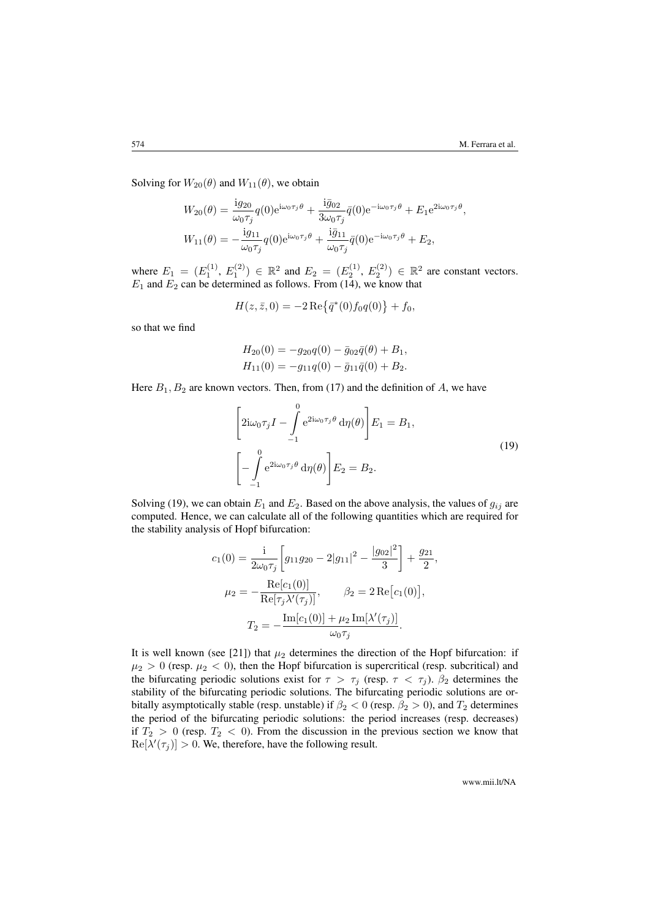Solving for $W_{20}(\theta)$ and $W_{11}(\theta)$, we obtain

$$
\begin{aligned}
W_{20}(\theta) &= \frac{\mathrm{i}g_{20}}{\omega_0\tau_j} q(0)\mathrm{e}^{\mathrm{i}\omega_0\tau_j\theta} + \frac{\mathrm{i}\bar{g}_{02}}{3\omega_0\tau_j}\bar{q}(0)\mathrm{e}^{-\mathrm{i}\omega_0\tau_j\theta} + E_1\mathrm{e}^{2\mathrm{i}\omega_0\tau_j\theta},\\
W_{11}(\theta) &= -\frac{\mathrm{i}g_{11}}{\omega_0\tau_j} q(0)\mathrm{e}^{\mathrm{i}\omega_0\tau_j\theta} + \frac{\mathrm{i}\bar{g}_{11}}{\omega_0\tau_j}\bar{q}(0)\mathrm{e}^{-\mathrm{i}\omega_0\tau_j\theta} + E_2,
\end{aligned}
$$

where $E_1 = (E_1^{(1)}, E_1^{(2)}) \in \mathbb{R}^2$ and $E_2 = (E_2^{(1)}, E_2^{(2)}) \in \mathbb{R}^2$ are constant vectors. $E_1$ and $E_2$ can be determined as follows. From (14), we know that

$$
H(z, \bar{z}, 0) = -2\,\mathrm{Re}\big\{\bar{q}^*(0) f_0 q(0)\big\} + f_0,
$$

so that we find

$$
\begin{aligned}
H_{20}(0) &= -g_{20}q(0) - \bar{g}_{02}\bar{q}(\theta) + B_1,\\
H_{11}(0) &= -g_{11}q(0) - \bar{g}_{11}\bar{q}(0) + B_2.
\end{aligned}
$$

Here $B_1, B_2$ are known vectors. Then, from (17) and the definition of $A$, we have

$$
\begin{aligned}
&\left[2\mathrm{i}\omega_0\tau_j I - \int_{-1}^{0} \mathrm{e}^{2\mathrm{i}\omega_0\tau_j\theta}\,\mathrm{d}\eta(\theta)\right] E_1 = B_1,\\
&\left[-\int_{-1}^{0} \mathrm{e}^{2\mathrm{i}\omega_0\tau_j\theta}\,\mathrm{d}\eta(\theta)\right] E_2 = B_2.
\end{aligned}
\tag{19}
$$

Solving (19), we can obtain $E_1$ and $E_2$. Based on the above analysis, the values of $g_{ij}$ are computed. Hence, we can calculate all of the following quantities which are required for the stability analysis of Hopf bifurcation:

$$
\begin{aligned}
c_1(0) &= \frac{\mathrm{i}}{2\omega_0\tau_j}\left[g_{11}g_{20} - 2|g_{11}|^2 - \frac{|g_{02}|^2}{3}\right] + \frac{g_{21}}{2},\\
\mu_2 &= -\frac{\mathrm{Re}[c_1(0)]}{\mathrm{Re}[\tau_j\lambda'(\tau_j)]}, \qquad \beta_2 = 2\,\mathrm{Re}\big[c_1(0)\big],\\
T_2 &= -\frac{\mathrm{Im}[c_1(0)] + \mu_2\,\mathrm{Im}[\lambda'(\tau_j)]}{\omega_0\tau_j}.
\end{aligned}
$$

It is well known (see [21]) that $\mu_2$ determines the direction of the Hopf bifurcation: if $\mu_2 > 0$ (resp. $\mu_2 < 0$), then the Hopf bifurcation is supercritical (resp. subcritical) and the bifurcating periodic solutions exist for $\tau > \tau_j$ (resp. $\tau < \tau_j$). $\beta_2$ determines the stability of the bifurcating periodic solutions. The bifurcating periodic solutions are orbitally asymptotically stable (resp. unstable) if $\beta_2 < 0$ (resp. $\beta_2 > 0$), and $T_2$ determines the period of the bifurcating periodic solutions: the period increases (resp. decreases) if $T_2 > 0$ (resp. $T_2 < 0$). From the discussion in the previous section we know that $\mathrm{Re}[\lambda'(\tau_j)] > 0$. We, therefore, have the following result.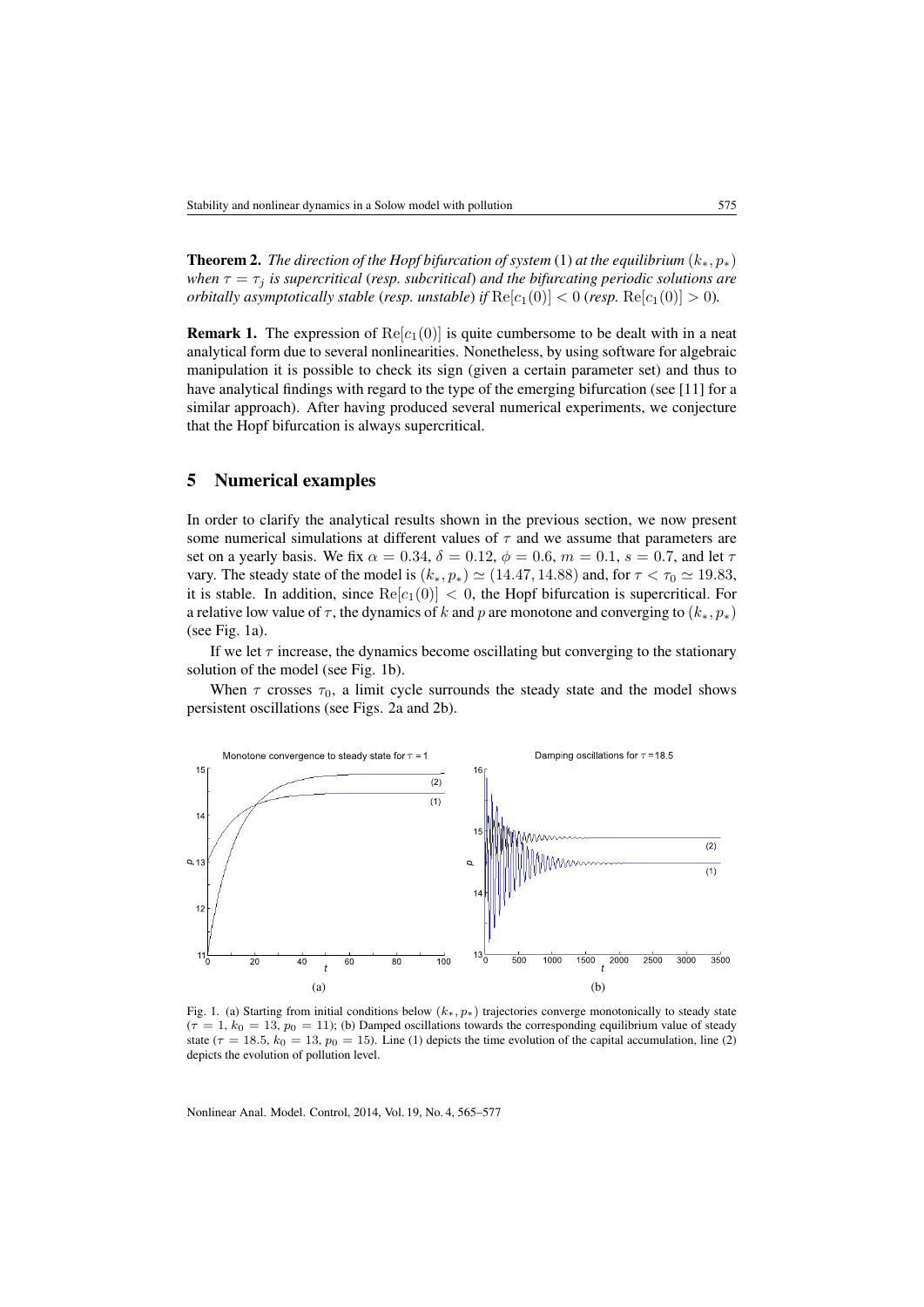**Theorem 2.** *The direction of the Hopf bifurcation of system* (1) *at the equilibrium* $(k_*, p_*)$ *when* $\tau = \tau_j$ *is supercritical* (*resp. subcritical*) *and the bifurcating periodic solutions are orbitally asymptotically stable* (*resp. unstable*) *if* $\mathrm{Re}[c_1(0)] < 0$ (*resp.* $\mathrm{Re}[c_1(0)] > 0$).

**Remark 1.** The expression of $\mathrm{Re}[c_1(0)]$ is quite cumbersome to be dealt with in a neat analytical form due to several nonlinearities. Nonetheless, by using software for algebraic manipulation it is possible to check its sign (given a certain parameter set) and thus to have analytical findings with regard to the type of the emerging bifurcation (see [11] for a similar approach). After having produced several numerical experiments, we conjecture that the Hopf bifurcation is always supercritical.

## 5 Numerical examples

In order to clarify the analytical results shown in the previous section, we now present some numerical simulations at different values of $\tau$ and we assume that parameters are set on a yearly basis. We fix $\alpha = 0.34$, $\delta = 0.12$, $\phi = 0.6$, $m = 0.1$, $s = 0.7$, and let $\tau$ vary. The steady state of the model is $(k_*, p_*) \simeq (14.47, 14.88)$ and, for $\tau < \tau_0 \simeq 19.83$, it is stable. In addition, since $\mathrm{Re}[c_1(0)] < 0$, the Hopf bifurcation is supercritical. For a relative low value of $\tau$, the dynamics of $k$ and $p$ are monotone and converging to $(k_*, p_*)$ (see Fig. 1a).

If we let $\tau$ increase, the dynamics become oscillating but converging to the stationary solution of the model (see Fig. 1b).

When $\tau$ crosses $\tau_0$, a limit cycle surrounds the steady state and the model shows persistent oscillations (see Figs. 2a and 2b).

Fig. 1. (a) Starting from initial conditions below $(k_*, p_*)$ trajectories converge monotonically to steady state ($\tau = 1$, $k_0 = 13$, $p_0 = 11$); (b) Damped oscillations towards the corresponding equilibrium value of steady state ($\tau = 18.5$, $k_0 = 13$, $p_0 = 15$). Line (1) depicts the time evolution of the capital accumulation, line (2) depicts the evolution of pollution level.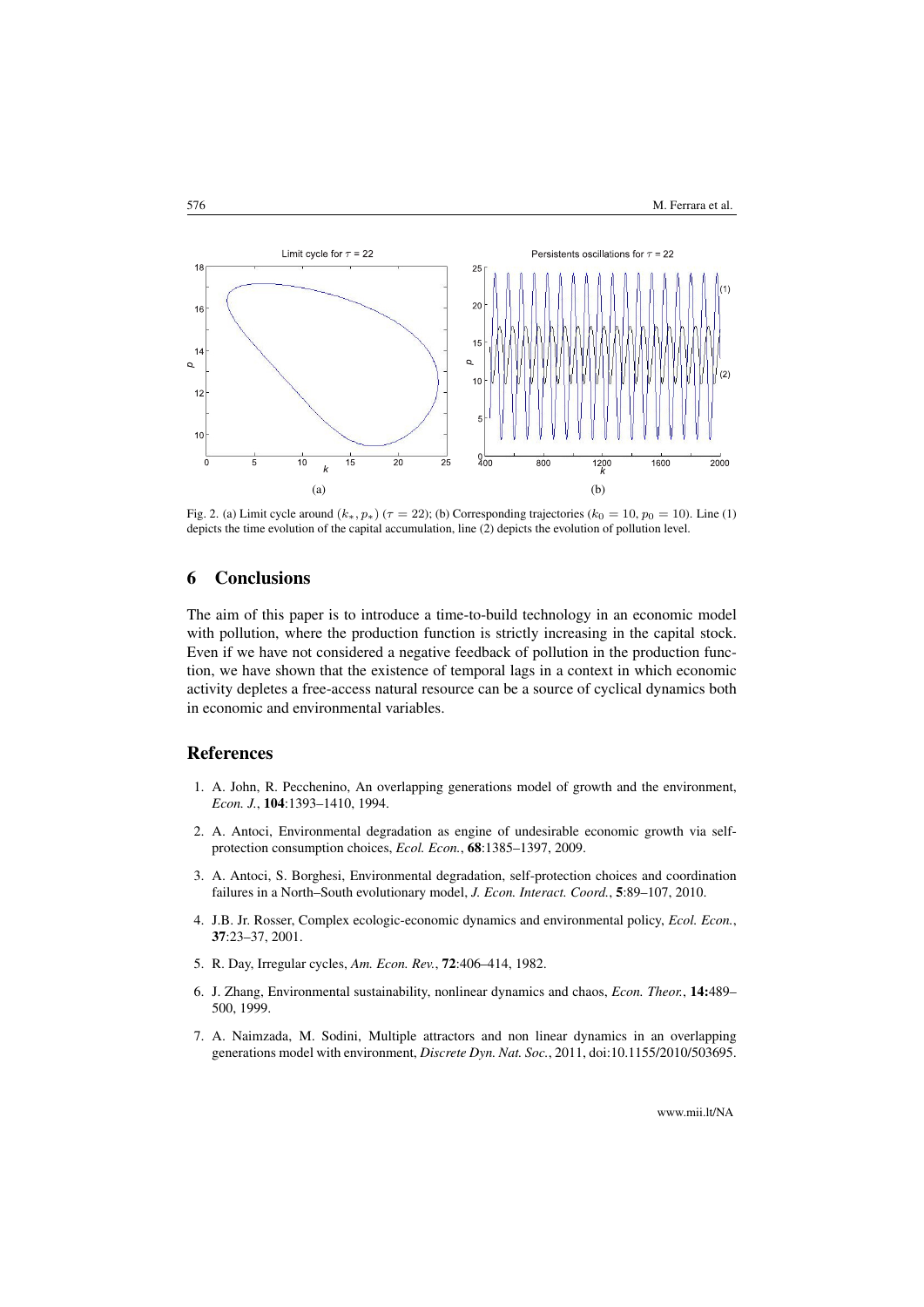Fig. 2. (a) Limit cycle around $(k_*, p_*)$ ($\tau = 22$); (b) Corresponding trajectories ($k_0 = 10$, $p_0 = 10$). Line (1) depicts the time evolution of the capital accumulation, line (2) depicts the evolution of pollution level.

## 6 Conclusions

The aim of this paper is to introduce a time-to-build technology in an economic model with pollution, where the production function is strictly increasing in the capital stock. Even if we have not considered a negative feedback of pollution in the production function, we have shown that the existence of temporal lags in a context in which economic activity depletes a free-access natural resource can be a source of cyclical dynamics both in economic and environmental variables.

## References

1. A. John, R. Pecchenino, An overlapping generations model of growth and the environment, *Econ. J.*, **104**:1393–1410, 1994.
2. A. Antoci, Environmental degradation as engine of undesirable economic growth via self-protection consumption choices, *Ecol. Econ.*, **68**:1385–1397, 2009.
3. A. Antoci, S. Borghesi, Environmental degradation, self-protection choices and coordination failures in a North–South evolutionary model, *J. Econ. Interact. Coord.*, **5**:89–107, 2010.
4. J.B. Jr. Rosser, Complex ecologic-economic dynamics and environmental policy, *Ecol. Econ.*, **37**:23–37, 2001.
5. R. Day, Irregular cycles, *Am. Econ. Rev.*, **72**:406–414, 1982.
6. J. Zhang, Environmental sustainability, nonlinear dynamics and chaos, *Econ. Theor.*, **14**:489–500, 1999.
7. A. Naimzada, M. Sodini, Multiple attractors and non linear dynamics in an overlapping generations model with environment, *Discrete Dyn. Nat. Soc.*, 2011, doi:10.1155/2010/503695.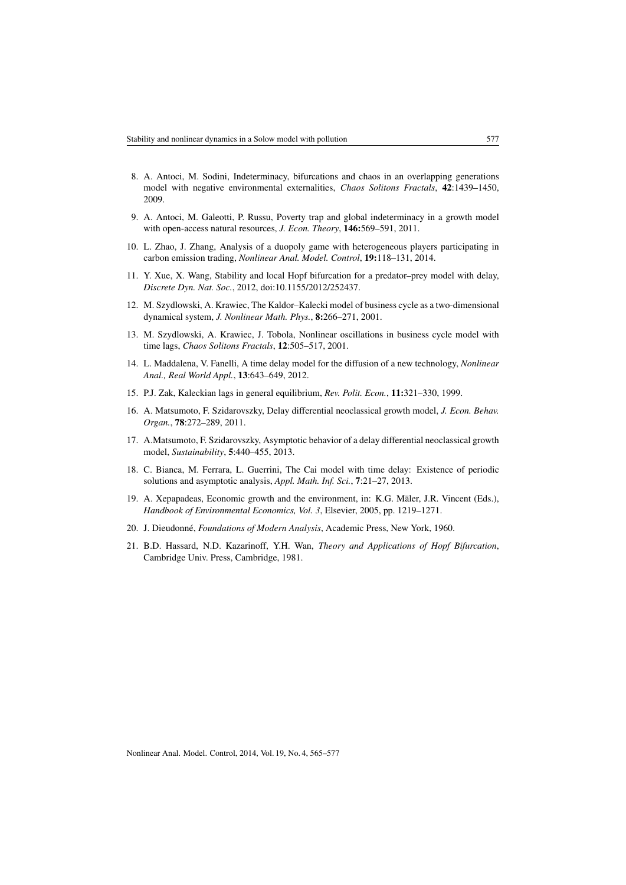8. A. Antoci, M. Sodini, Indeterminacy, bifurcations and chaos in an overlapping generations model with negative environmental externalities, *Chaos Solitons Fractals*, **42**:1439–1450, 2009.

9. A. Antoci, M. Galeotti, P. Russu, Poverty trap and global indeterminacy in a growth model with open-access natural resources, *J. Econ. Theory*, **146:**569–591, 2011.

10. L. Zhao, J. Zhang, Analysis of a duopoly game with heterogeneous players participating in carbon emission trading, *Nonlinear Anal. Model. Control*, **19:**118–131, 2014.

11. Y. Xue, X. Wang, Stability and local Hopf bifurcation for a predator–prey model with delay, *Discrete Dyn. Nat. Soc.*, 2012, doi:10.1155/2012/252437.

12. M. Szydlowski, A. Krawiec, The Kaldor–Kalecki model of business cycle as a two-dimensional dynamical system, *J. Nonlinear Math. Phys.*, **8:**266–271, 2001.

13. M. Szydlowski, A. Krawiec, J. Tobola, Nonlinear oscillations in business cycle model with time lags, *Chaos Solitons Fractals*, **12**:505–517, 2001.

14. L. Maddalena, V. Fanelli, A time delay model for the diffusion of a new technology, *Nonlinear Anal., Real World Appl.*, **13**:643–649, 2012.

15. P.J. Zak, Kaleckian lags in general equilibrium, *Rev. Polit. Econ.*, **11:**321–330, 1999.

16. A. Matsumoto, F. Szidarovszky, Delay differential neoclassical growth model, *J. Econ. Behav. Organ.*, **78**:272–289, 2011.

17. A.Matsumoto, F. Szidarovszky, Asymptotic behavior of a delay differential neoclassical growth model, *Sustainability*, **5**:440–455, 2013.

18. C. Bianca, M. Ferrara, L. Guerrini, The Cai model with time delay: Existence of periodic solutions and asymptotic analysis, *Appl. Math. Inf. Sci.*, **7**:21–27, 2013.

19. A. Xepapadeas, Economic growth and the environment, in: K.G. Mäler, J.R. Vincent (Eds.), *Handbook of Environmental Economics, Vol. 3*, Elsevier, 2005, pp. 1219–1271.

20. J. Dieudonné, *Foundations of Modern Analysis*, Academic Press, New York, 1960.

21. B.D. Hassard, N.D. Kazarinoff, Y.H. Wan, *Theory and Applications of Hopf Bifurcation*, Cambridge Univ. Press, Cambridge, 1981.